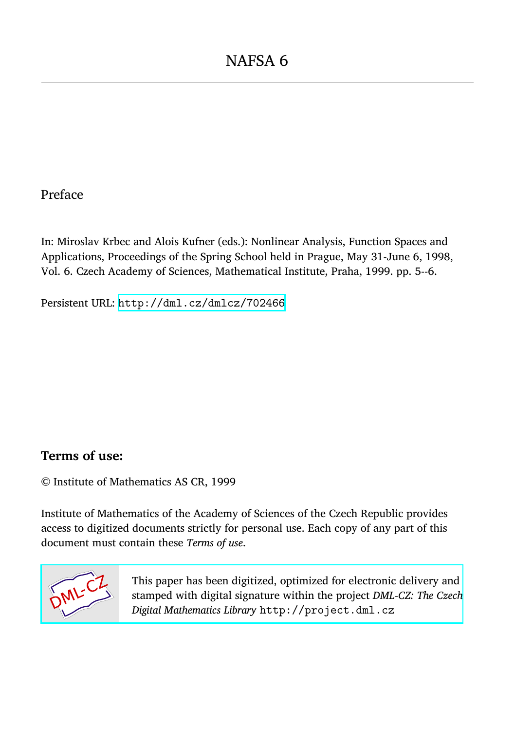# NAFSA 6

---

## Preface

In: Miroslav Krbec and Alois Kufner (eds.): Nonlinear Analysis, Function Spaces and Applications, Proceedings of the Spring School held in Prague, May 31-June 6, 1998, Vol. 6. Czech Academy of Sciences, Mathematical Institute, Praha, 1999. pp. 5--6.

Persistent URL: http://dml.cz/dmlcz/702466

### Terms of use:

© Institute of Mathematics AS CR, 1999

Institute of Mathematics of the Academy of Sciences of the Czech Republic provides access to digitized documents strictly for personal use. Each copy of any part of this document must contain these *Terms of use*.

This paper has been digitized, optimized for electronic delivery and stamped with digital signature within the project *DML-CZ: The Czech Digital Mathematics Library* http://project.dml.cz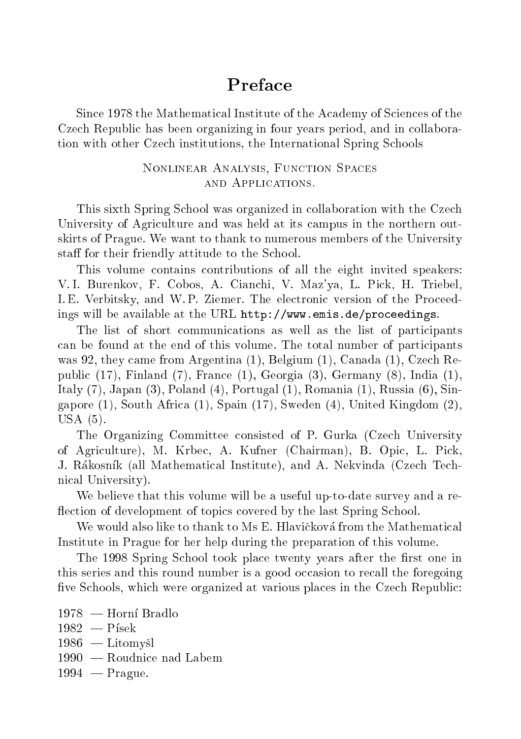# Preface

Since 1978 the Mathematical Institute of the Academy of Sciences of the Czech Republic has been organizing in four years period, and in collaboration with other Czech institutions, the International Spring Schools

<center>NONLINEAR ANALYSIS, FUNCTION SPACES<br>AND APPLICATIONS.</center>

This sixth Spring School was organized in collaboration with the Czech University of Agriculture and was held at its campus in the northern outskirts of Prague. We want to thank to numerous members of the University staff for their friendly attitude to the School.

This volume contains contributions of all the eight invited speakers: V. I. Burenkov, F. Cobos, A. Cianchi, V. Maz'ya, L. Pick, H. Triebel, I. E. Verbitsky, and W. P. Ziemer. The electronic version of the Proceedings will be available at the URL `http://www.emis.de/proceedings`.

The list of short communications as well as the list of participants can be found at the end of this volume. The total number of participants was 92, they came from Argentina (1), Belgium (1), Canada (1), Czech Republic (17), Finland (7), France (1), Georgia (3), Germany (8), India (1), Italy (7), Japan (3), Poland (4), Portugal (1), Romania (1), Russia (6), Singapore (1), South Africa (1), Spain (17), Sweden (4), United Kingdom (2), USA (5).

The Organizing Committee consisted of P. Gurka (Czech University of Agriculture), M. Krbec, A. Kufner (Chairman), B. Opic, L. Pick, J. Rákosník (all Mathematical Institute), and A. Nekvinda (Czech Technical University).

We believe that this volume will be a useful up-to-date survey and a reflection of development of topics covered by the last Spring School.

We would also like to thank to Ms E. Hlavičková from the Mathematical Institute in Prague for her help during the preparation of this volume.

The 1998 Spring School took place twenty years after the first one in this series and this round number is a good occasion to recall the foregoing five Schools, which were organized at various places in the Czech Republic:

1978 — Horní Bradlo
1982 — Písek
1986 — Litomyšl
1990 — Roudnice nad Labem
1994 — Prague.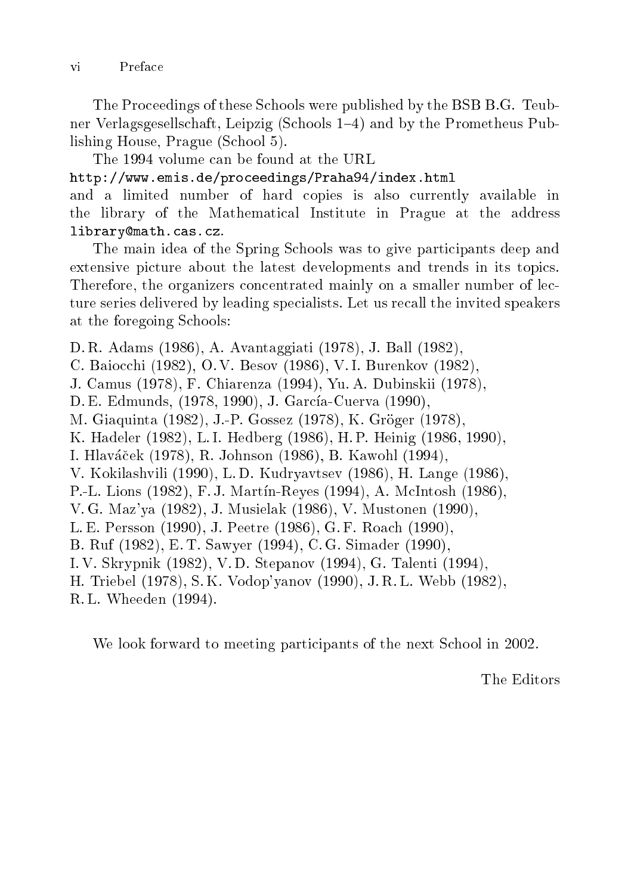The Proceedings of these Schools were published by the BSB B.G. Teubner Verlagsgesellschaft, Leipzig (Schools 1–4) and by the Prometheus Publishing House, Prague (School 5).

The 1994 volume can be found at the URL
`http://www.emis.de/proceedings/Praha94/index.html`
and a limited number of hard copies is also currently available in the library of the Mathematical Institute in Prague at the address `library@math.cas.cz`.

The main idea of the Spring Schools was to give participants deep and extensive picture about the latest developments and trends in its topics. Therefore, the organizers concentrated mainly on a smaller number of lecture series delivered by leading specialists. Let us recall the invited speakers at the foregoing Schools:

D. R. Adams (1986), A. Avantaggiati (1978), J. Ball (1982),
C. Baiocchi (1982), O. V. Besov (1986), V. I. Burenkov (1982),
J. Camus (1978), F. Chiarenza (1994), Yu. A. Dubinskii (1978),
D. E. Edmunds, (1978, 1990), J. García-Cuerva (1990),
M. Giaquinta (1982), J.-P. Gossez (1978), K. Gröger (1978),
K. Hadeler (1982), L. I. Hedberg (1986), H. P. Heinig (1986, 1990),
I. Hlaváček (1978), R. Johnson (1986), B. Kawohl (1994),
V. Kokilashvili (1990), L. D. Kudryavtsev (1986), H. Lange (1986),
P.-L. Lions (1982), F. J. Martín-Reyes (1994), A. McIntosh (1986),
V. G. Maz'ya (1982), J. Musielak (1986), V. Mustonen (1990),
L. E. Persson (1990), J. Peetre (1986), G. F. Roach (1990),
B. Ruf (1982), E. T. Sawyer (1994), C. G. Simader (1990),
I. V. Skrypnik (1982), V. D. Stepanov (1994), G. Talenti (1994),
H. Triebel (1978), S. K. Vodop'yanov (1990), J. R. L. Webb (1982),
R. L. Wheeden (1994).

We look forward to meeting participants of the next School in 2002.

The Editors